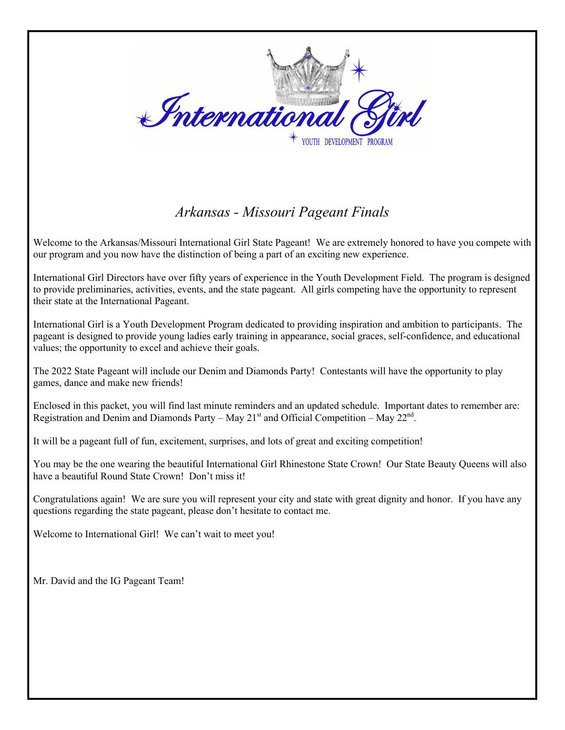# International Girl

YOUTH DEVELOPMENT PROGRAM

## *Arkansas - Missouri Pageant Finals*

Welcome to the Arkansas/Missouri International Girl State Pageant! We are extremely honored to have you compete with our program and you now have the distinction of being a part of an exciting new experience.

International Girl Directors have over fifty years of experience in the Youth Development Field. The program is designed to provide preliminaries, activities, events, and the state pageant. All girls competing have the opportunity to represent their state at the International Pageant.

International Girl is a Youth Development Program dedicated to providing inspiration and ambition to participants. The pageant is designed to provide young ladies early training in appearance, social graces, self-confidence, and educational values; the opportunity to excel and achieve their goals.

The 2022 State Pageant will include our Denim and Diamonds Party! Contestants will have the opportunity to play games, dance and make new friends!

Enclosed in this packet, you will find last minute reminders and an updated schedule. Important dates to remember are: Registration and Denim and Diamonds Party – May 21st and Official Competition – May 22nd.

It will be a pageant full of fun, excitement, surprises, and lots of great and exciting competition!

You may be the one wearing the beautiful International Girl Rhinestone State Crown! Our State Beauty Queens will also have a beautiful Round State Crown! Don't miss it!

Congratulations again! We are sure you will represent your city and state with great dignity and honor. If you have any questions regarding the state pageant, please don't hesitate to contact me.

Welcome to International Girl! We can't wait to meet you!

Mr. David and the IG Pageant Team!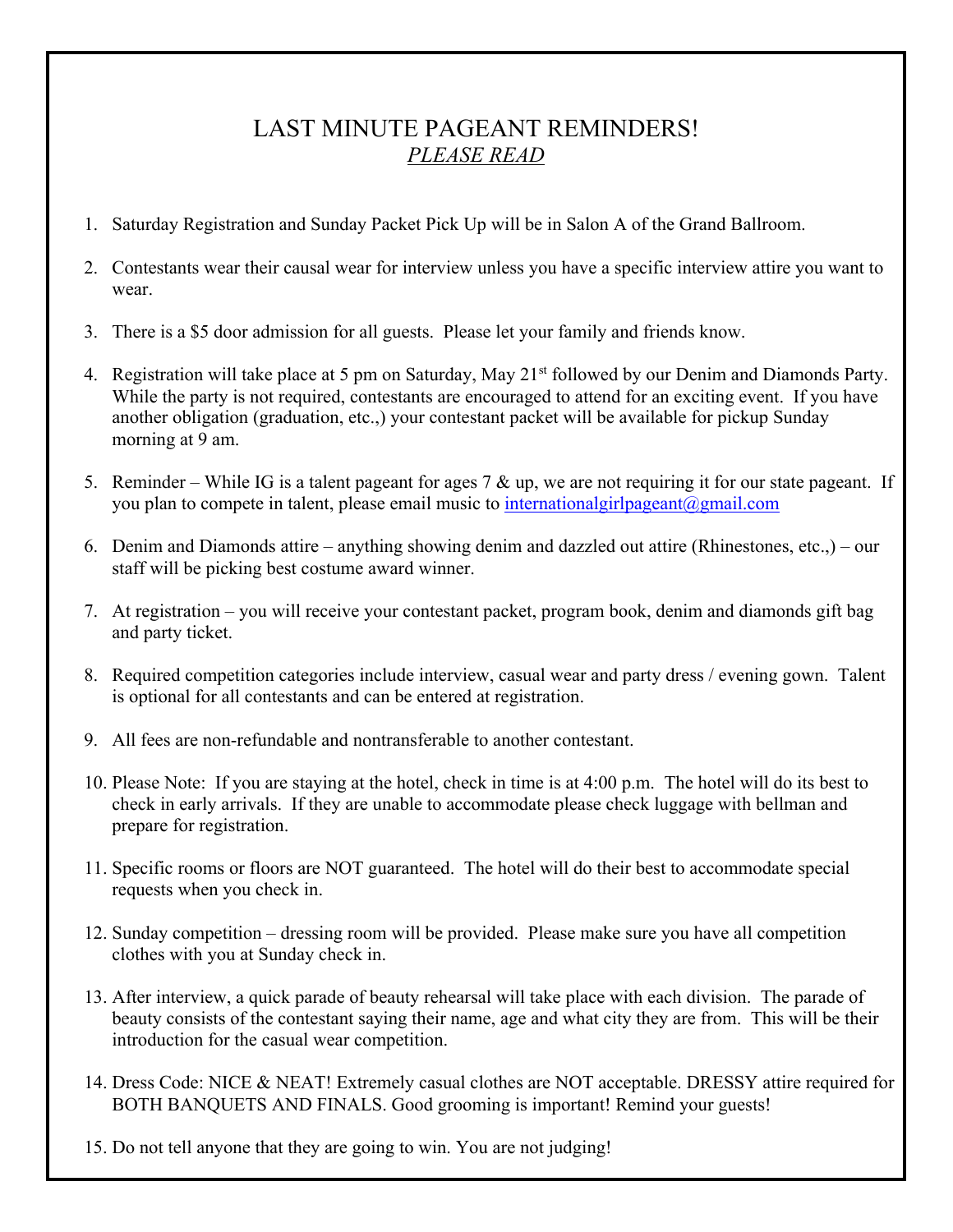# LAST MINUTE PAGEANT REMINDERS!

*PLEASE READ*

1. Saturday Registration and Sunday Packet Pick Up will be in Salon A of the Grand Ballroom.
2. Contestants wear their causal wear for interview unless you have a specific interview attire you want to wear.
3. There is a $5 door admission for all guests. Please let your family and friends know.
4. Registration will take place at 5 pm on Saturday, May 21st followed by our Denim and Diamonds Party. While the party is not required, contestants are encouraged to attend for an exciting event. If you have another obligation (graduation, etc.,) your contestant packet will be available for pickup Sunday morning at 9 am.
5. Reminder – While IG is a talent pageant for ages 7 & up, we are not requiring it for our state pageant. If you plan to compete in talent, please email music to internationalgirlpageant@gmail.com
6. Denim and Diamonds attire – anything showing denim and dazzled out attire (Rhinestones, etc.,) – our staff will be picking best costume award winner.
7. At registration – you will receive your contestant packet, program book, denim and diamonds gift bag and party ticket.
8. Required competition categories include interview, casual wear and party dress / evening gown. Talent is optional for all contestants and can be entered at registration.
9. All fees are non-refundable and nontransferable to another contestant.
10. Please Note: If you are staying at the hotel, check in time is at 4:00 p.m. The hotel will do its best to check in early arrivals. If they are unable to accommodate please check luggage with bellman and prepare for registration.
11. Specific rooms or floors are NOT guaranteed. The hotel will do their best to accommodate special requests when you check in.
12. Sunday competition – dressing room will be provided. Please make sure you have all competition clothes with you at Sunday check in.
13. After interview, a quick parade of beauty rehearsal will take place with each division. The parade of beauty consists of the contestant saying their name, age and what city they are from. This will be their introduction for the casual wear competition.
14. Dress Code: NICE & NEAT! Extremely casual clothes are NOT acceptable. DRESSY attire required for BOTH BANQUETS AND FINALS. Good grooming is important! Remind your guests!
15. Do not tell anyone that they are going to win. You are not judging!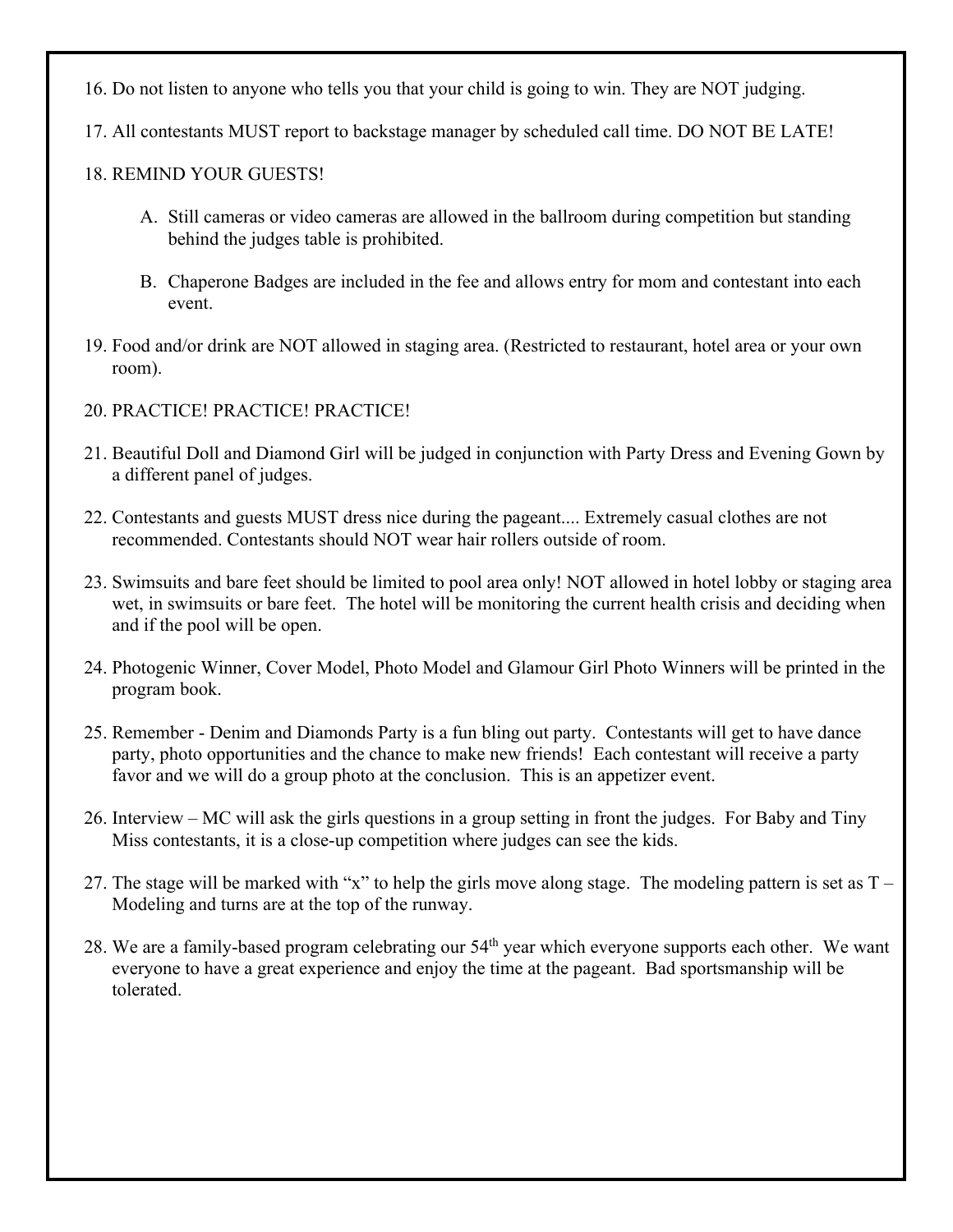16. Do not listen to anyone who tells you that your child is going to win. They are NOT judging.

17. All contestants MUST report to backstage manager by scheduled call time. DO NOT BE LATE!

18. REMIND YOUR GUESTS!

    A. Still cameras or video cameras are allowed in the ballroom during competition but standing behind the judges table is prohibited.

    B. Chaperone Badges are included in the fee and allows entry for mom and contestant into each event.

19. Food and/or drink are NOT allowed in staging area. (Restricted to restaurant, hotel area or your own room).

20. PRACTICE! PRACTICE! PRACTICE!

21. Beautiful Doll and Diamond Girl will be judged in conjunction with Party Dress and Evening Gown by a different panel of judges.

22. Contestants and guests MUST dress nice during the pageant.... Extremely casual clothes are not recommended. Contestants should NOT wear hair rollers outside of room.

23. Swimsuits and bare feet should be limited to pool area only! NOT allowed in hotel lobby or staging area wet, in swimsuits or bare feet. The hotel will be monitoring the current health crisis and deciding when and if the pool will be open.

24. Photogenic Winner, Cover Model, Photo Model and Glamour Girl Photo Winners will be printed in the program book.

25. Remember - Denim and Diamonds Party is a fun bling out party. Contestants will get to have dance party, photo opportunities and the chance to make new friends! Each contestant will receive a party favor and we will do a group photo at the conclusion. This is an appetizer event.

26. Interview – MC will ask the girls questions in a group setting in front the judges. For Baby and Tiny Miss contestants, it is a close-up competition where judges can see the kids.

27. The stage will be marked with "x" to help the girls move along stage. The modeling pattern is set as T – Modeling and turns are at the top of the runway.

28. We are a family-based program celebrating our 54th year which everyone supports each other. We want everyone to have a great experience and enjoy the time at the pageant. Bad sportsmanship will be tolerated.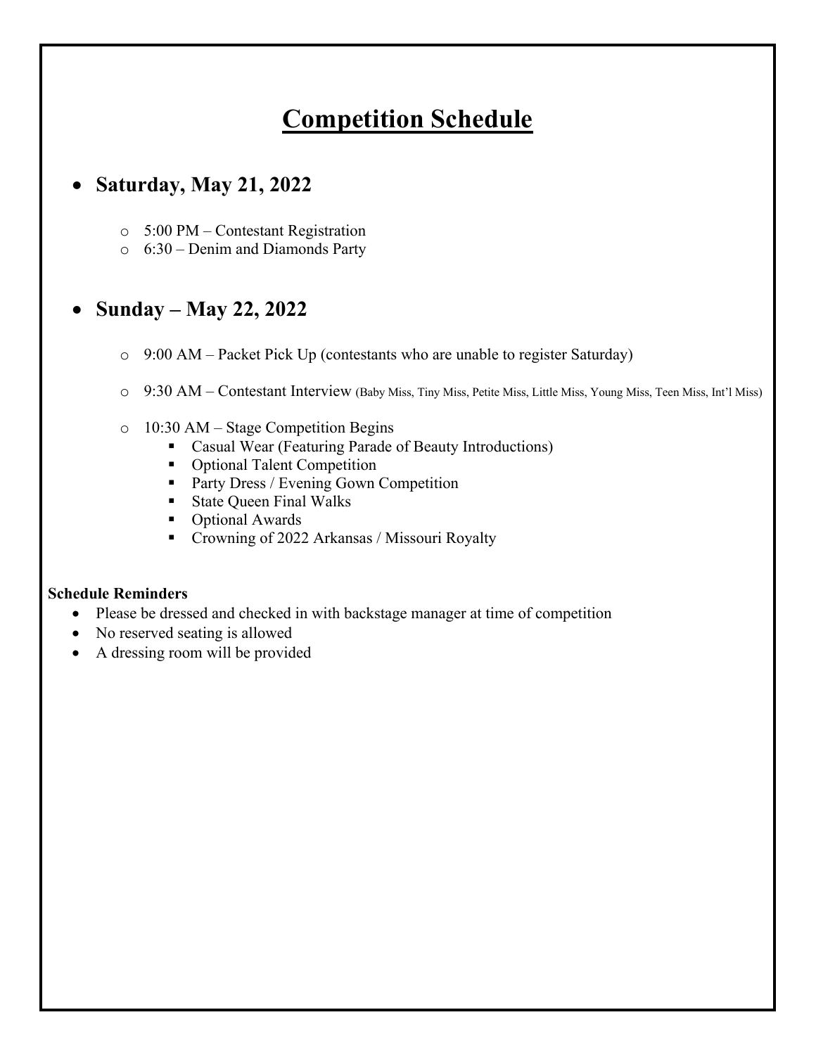# Competition Schedule

- **Saturday, May 21, 2022**
  - 5:00 PM – Contestant Registration
  - 6:30 – Denim and Diamonds Party

- **Sunday – May 22, 2022**
  - 9:00 AM – Packet Pick Up (contestants who are unable to register Saturday)
  - 9:30 AM – Contestant Interview (Baby Miss, Tiny Miss, Petite Miss, Little Miss, Young Miss, Teen Miss, Int'l Miss)
  - 10:30 AM – Stage Competition Begins
    - Casual Wear (Featuring Parade of Beauty Introductions)
    - Optional Talent Competition
    - Party Dress / Evening Gown Competition
    - State Queen Final Walks
    - Optional Awards
    - Crowning of 2022 Arkansas / Missouri Royalty

**Schedule Reminders**

- Please be dressed and checked in with backstage manager at time of competition
- No reserved seating is allowed
- A dressing room will be provided